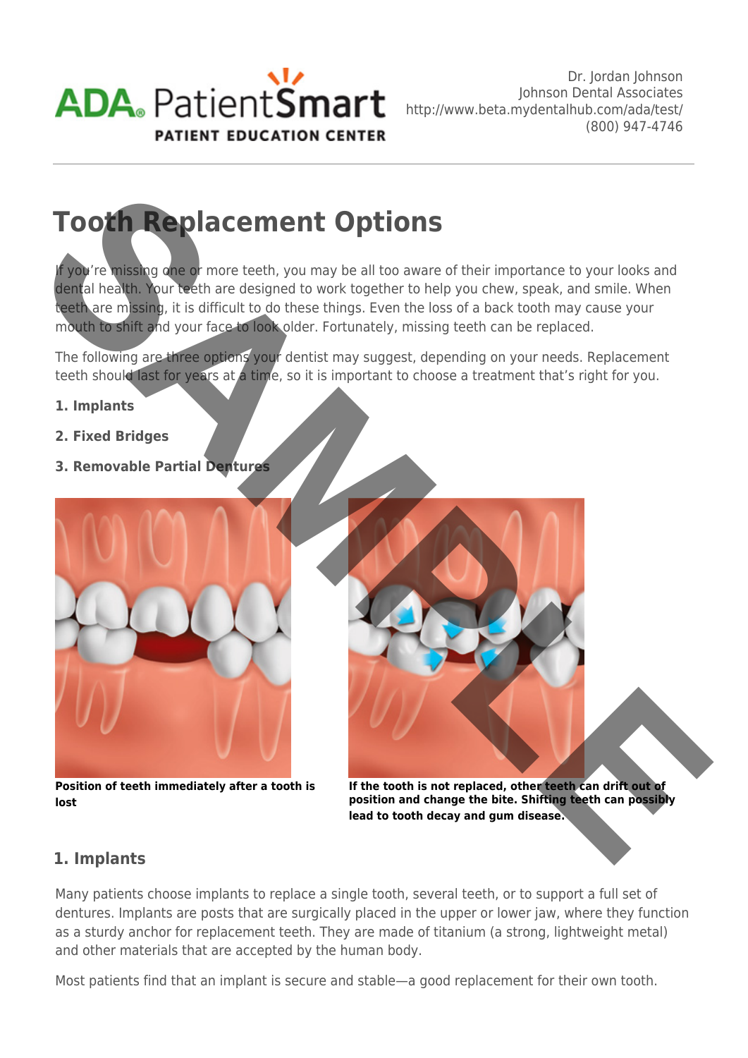ADA PatientSmart
PATIENT EDUCATION CENTER

Dr. Jordan Johnson
Johnson Dental Associates
http://www.beta.mydentalhub.com/ada/test/
(800) 947-4746

# Tooth Replacement Options

If you're missing one or more teeth, you may be all too aware of their importance to your looks and dental health. Your teeth are designed to work together to help you chew, speak, and smile. When teeth are missing, it is difficult to do these things. Even the loss of a back tooth may cause your mouth to shift and your face to look older. Fortunately, missing teeth can be replaced.

The following are three options your dentist may suggest, depending on your needs. Replacement teeth should last for years at a time, so it is important to choose a treatment that's right for you.

**1. Implants**

**2. Fixed Bridges**

**3. Removable Partial Dentures**

**Position of teeth immediately after a tooth is lost**

**If the tooth is not replaced, other teeth can drift out of position and change the bite. Shifting teeth can possibly lead to tooth decay and gum disease.**

## 1. Implants

Many patients choose implants to replace a single tooth, several teeth, or to support a full set of dentures. Implants are posts that are surgically placed in the upper or lower jaw, where they function as a sturdy anchor for replacement teeth. They are made of titanium (a strong, lightweight metal) and other materials that are accepted by the human body.

Most patients find that an implant is secure and stable—a good replacement for their own tooth.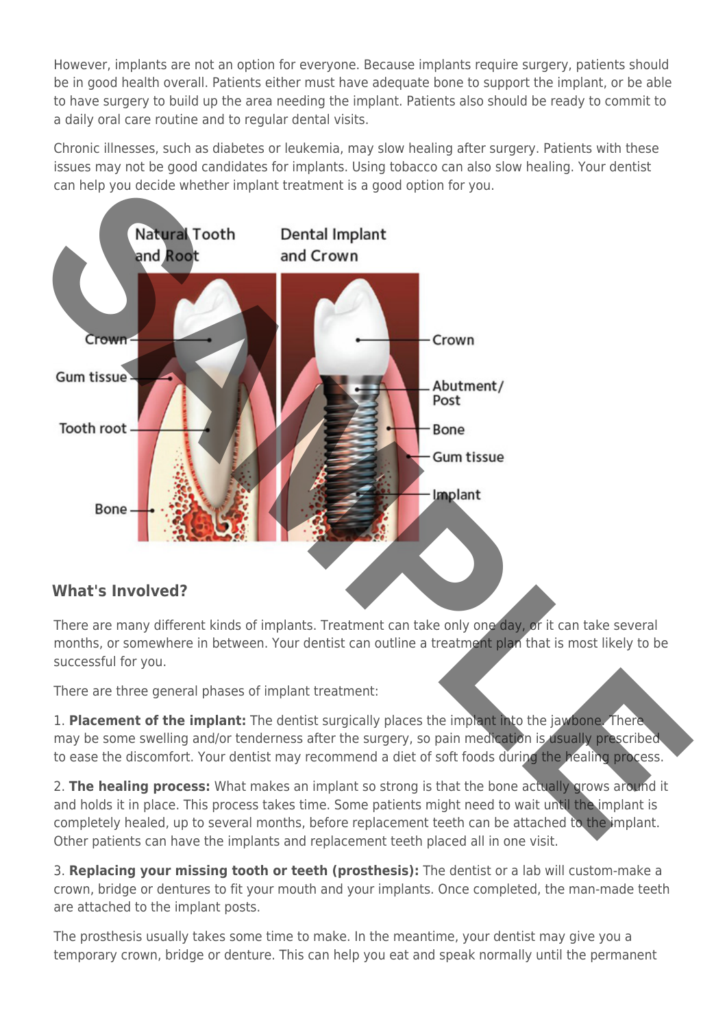However, implants are not an option for everyone. Because implants require surgery, patients should be in good health overall. Patients either must have adequate bone to support the implant, or be able to have surgery to build up the area needing the implant. Patients also should be ready to commit to a daily oral care routine and to regular dental visits.

Chronic illnesses, such as diabetes or leukemia, may slow healing after surgery. Patients with these issues may not be good candidates for implants. Using tobacco can also slow healing. Your dentist can help you decide whether implant treatment is a good option for you.

Natural Tooth and Root | Dental Implant and Crown

Crown, Gum tissue, Tooth root, Bone | Crown, Abutment/Post, Bone, Gum tissue, Implant

### What's Involved?

There are many different kinds of implants. Treatment can take only one day, or it can take several months, or somewhere in between. Your dentist can outline a treatment plan that is most likely to be successful for you.

There are three general phases of implant treatment:

1. **Placement of the implant:** The dentist surgically places the implant into the jawbone. There may be some swelling and/or tenderness after the surgery, so pain medication is usually prescribed to ease the discomfort. Your dentist may recommend a diet of soft foods during the healing process.

2. **The healing process:** What makes an implant so strong is that the bone actually grows around it and holds it in place. This process takes time. Some patients might need to wait until the implant is completely healed, up to several months, before replacement teeth can be attached to the implant. Other patients can have the implants and replacement teeth placed all in one visit.

3. **Replacing your missing tooth or teeth (prosthesis):** The dentist or a lab will custom-make a crown, bridge or dentures to fit your mouth and your implants. Once completed, the man-made teeth are attached to the implant posts.

The prosthesis usually takes some time to make. In the meantime, your dentist may give you a temporary crown, bridge or denture. This can help you eat and speak normally until the permanent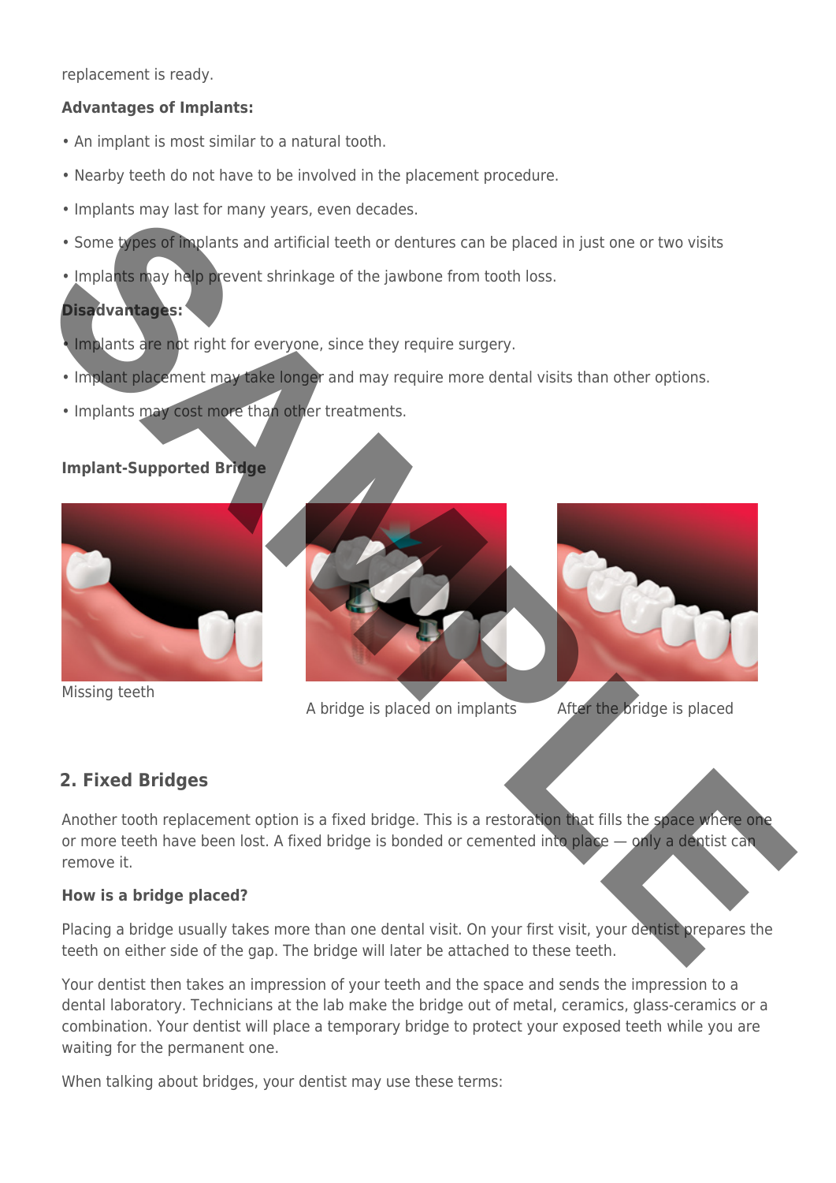replacement is ready.

**Advantages of Implants:**

• An implant is most similar to a natural tooth.

• Nearby teeth do not have to be involved in the placement procedure.

• Implants may last for many years, even decades.

• Some types of implants and artificial teeth or dentures can be placed in just one or two visits

• Implants may help prevent shrinkage of the jawbone from tooth loss.

**Disadvantages:**

• Implants are not right for everyone, since they require surgery.

• Implant placement may take longer and may require more dental visits than other options.

• Implants may cost more than other treatments.

**Implant-Supported Bridge**

Missing teeth

A bridge is placed on implants

After the bridge is placed

## 2. Fixed Bridges

Another tooth replacement option is a fixed bridge. This is a restoration that fills the space where one or more teeth have been lost. A fixed bridge is bonded or cemented into place — only a dentist can remove it.

**How is a bridge placed?**

Placing a bridge usually takes more than one dental visit. On your first visit, your dentist prepares the teeth on either side of the gap. The bridge will later be attached to these teeth.

Your dentist then takes an impression of your teeth and the space and sends the impression to a dental laboratory. Technicians at the lab make the bridge out of metal, ceramics, glass-ceramics or a combination. Your dentist will place a temporary bridge to protect your exposed teeth while you are waiting for the permanent one.

When talking about bridges, your dentist may use these terms: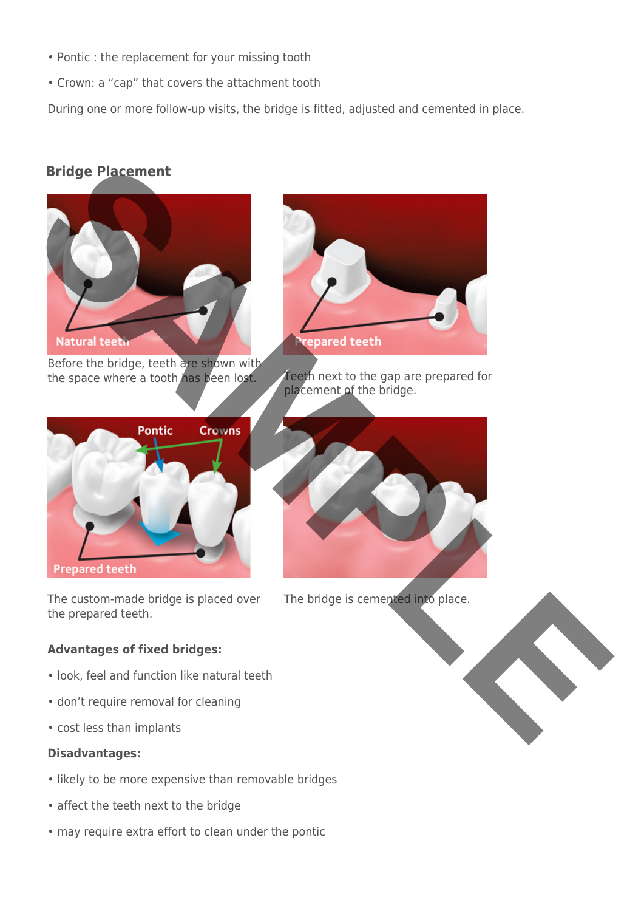- Pontic : the replacement for your missing tooth
- Crown: a “cap” that covers the attachment tooth

During one or more follow-up visits, the bridge is fitted, adjusted and cemented in place.

## Bridge Placement

Before the bridge, teeth are shown with the space where a tooth has been lost.

Teeth next to the gap are prepared for placement of the bridge.

The custom-made bridge is placed over the prepared teeth.

The bridge is cemented into place.

**Advantages of fixed bridges:**

- look, feel and function like natural teeth
- don’t require removal for cleaning
- cost less than implants

**Disadvantages:**

- likely to be more expensive than removable bridges
- affect the teeth next to the bridge
- may require extra effort to clean under the pontic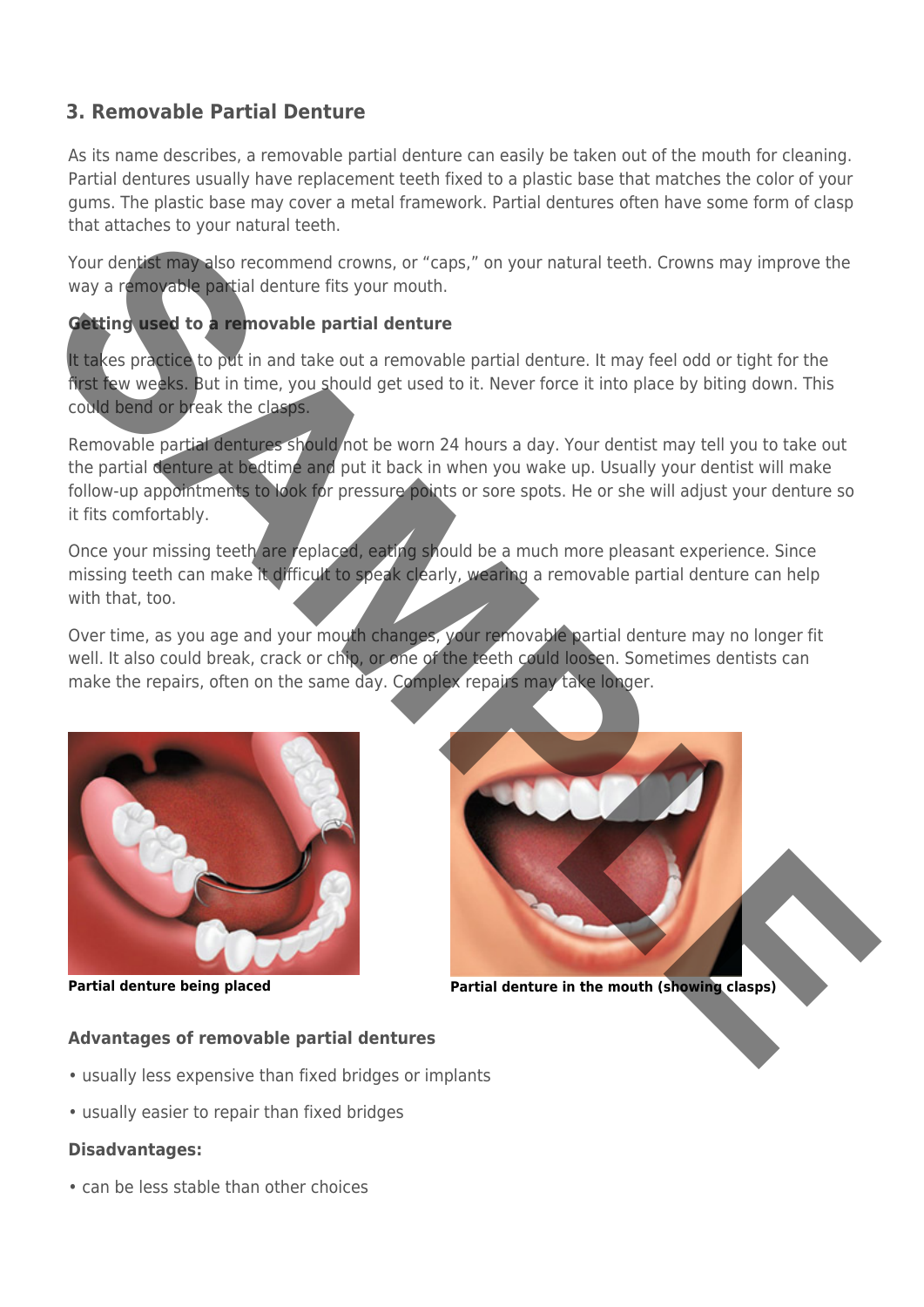## 3. Removable Partial Denture

As its name describes, a removable partial denture can easily be taken out of the mouth for cleaning. Partial dentures usually have replacement teeth fixed to a plastic base that matches the color of your gums. The plastic base may cover a metal framework. Partial dentures often have some form of clasp that attaches to your natural teeth.

Your dentist may also recommend crowns, or "caps," on your natural teeth. Crowns may improve the way a removable partial denture fits your mouth.

**Getting used to a removable partial denture**

It takes practice to put in and take out a removable partial denture. It may feel odd or tight for the first few weeks. But in time, you should get used to it. Never force it into place by biting down. This could bend or break the clasps.

Removable partial dentures should not be worn 24 hours a day. Your dentist may tell you to take out the partial denture at bedtime and put it back in when you wake up. Usually your dentist will make follow-up appointments to look for pressure points or sore spots. He or she will adjust your denture so it fits comfortably.

Once your missing teeth are replaced, eating should be a much more pleasant experience. Since missing teeth can make it difficult to speak clearly, wearing a removable partial denture can help with that, too.

Over time, as you age and your mouth changes, your removable partial denture may no longer fit well. It also could break, crack or chip, or one of the teeth could loosen. Sometimes dentists can make the repairs, often on the same day. Complex repairs may take longer.

**Partial denture being placed**

**Partial denture in the mouth (showing clasps)**

**Advantages of removable partial dentures**

• usually less expensive than fixed bridges or implants

• usually easier to repair than fixed bridges

**Disadvantages:**

• can be less stable than other choices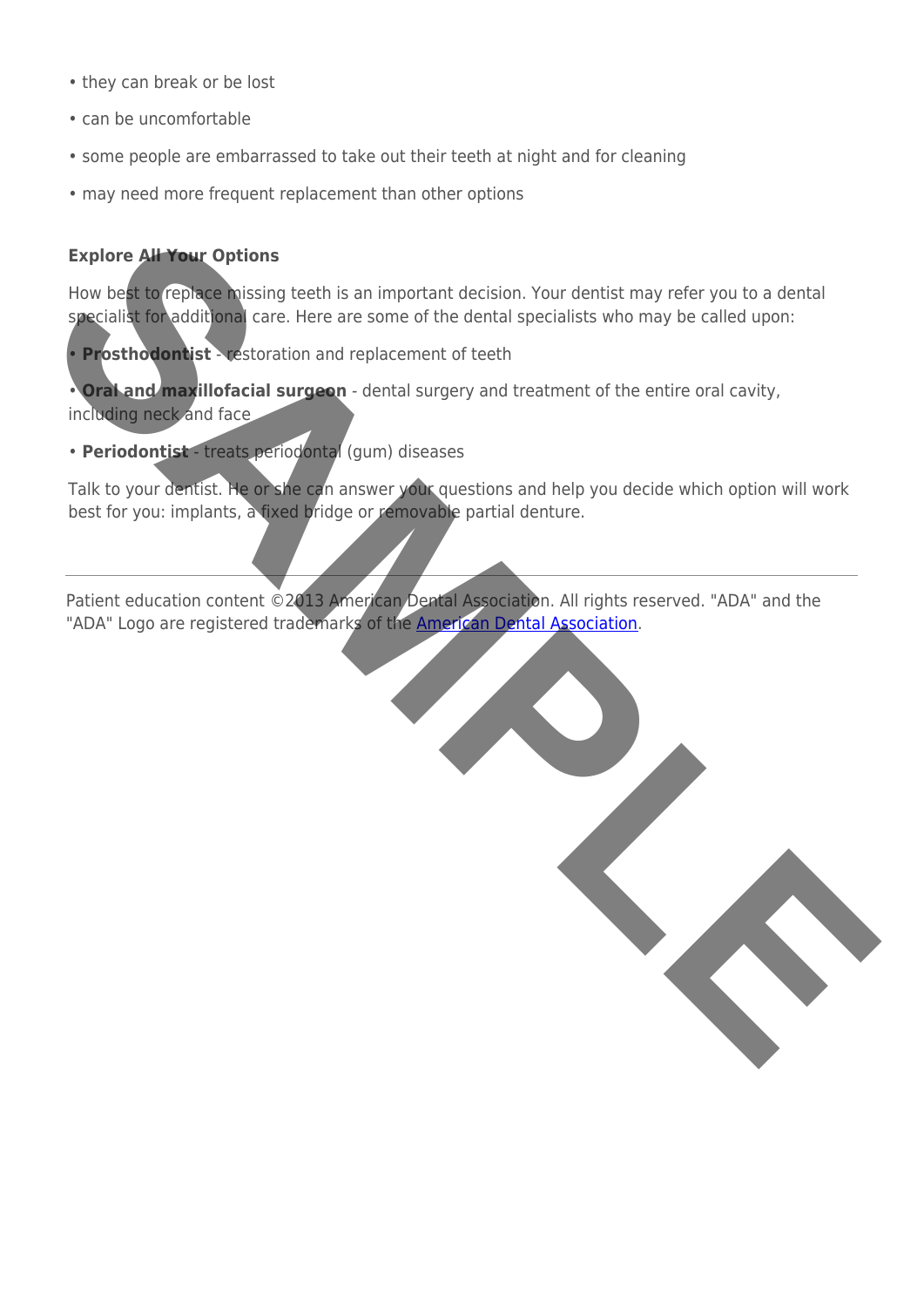- they can break or be lost
- can be uncomfortable
- some people are embarrassed to take out their teeth at night and for cleaning
- may need more frequent replacement than other options

**Explore All Your Options**

How best to replace missing teeth is an important decision. Your dentist may refer you to a dental specialist for additional care. Here are some of the dental specialists who may be called upon:

- **Prosthodontist** - restoration and replacement of teeth
- **Oral and maxillofacial surgeon** - dental surgery and treatment of the entire oral cavity, including neck and face
- **Periodontist** - treats periodontal (gum) diseases

Talk to your dentist. He or she can answer your questions and help you decide which option will work best for you: implants, a fixed bridge or removable partial denture.

---

Patient education content ©2013 American Dental Association. All rights reserved. "ADA" and the "ADA" Logo are registered trademarks of the American Dental Association.